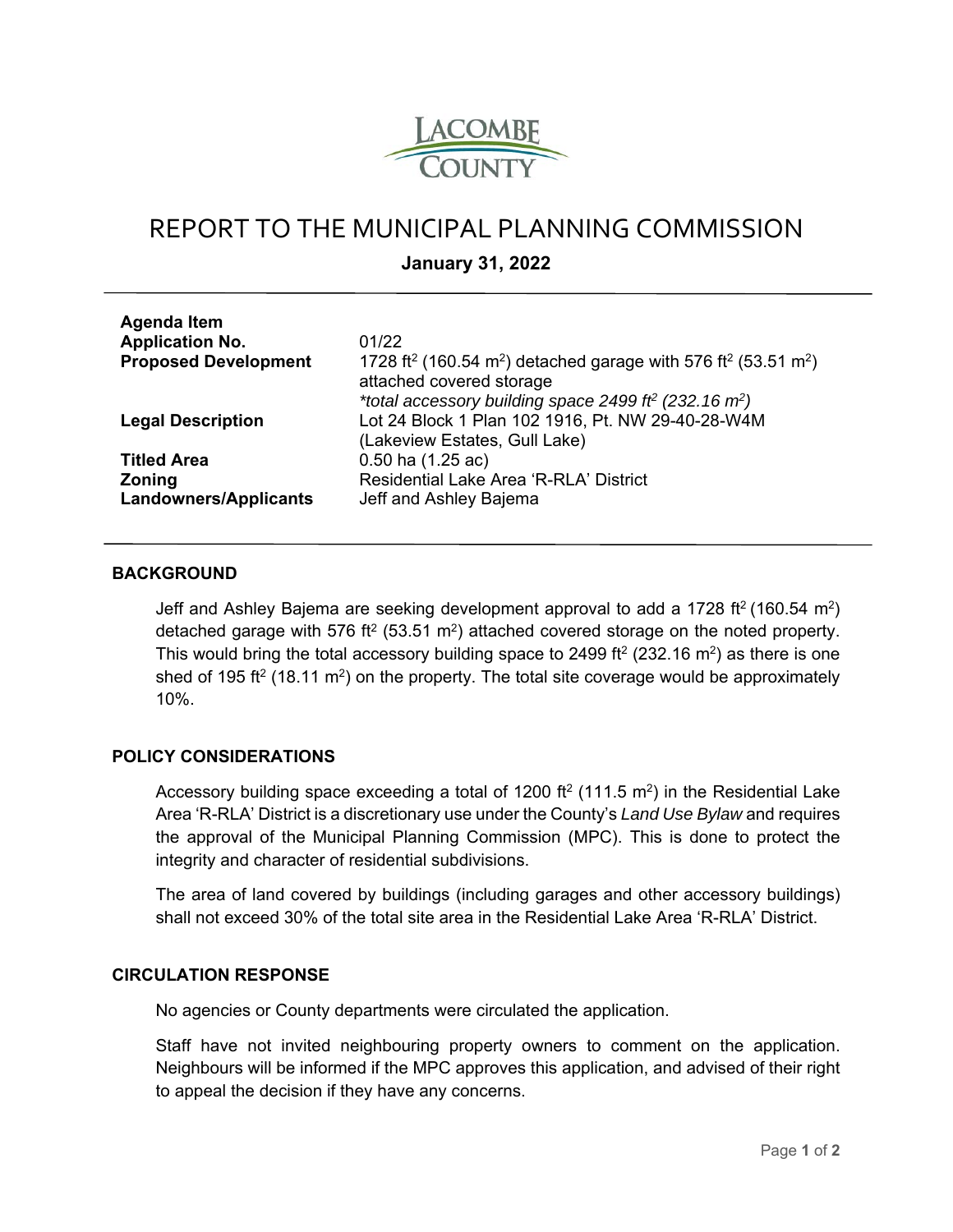LACOMBE COUNTY

# REPORT TO THE MUNICIPAL PLANNING COMMISSION

**January 31, 2022**

| | |
|---|---|
| **Agenda Item** | |
| **Application No.** | 01/22 |
| **Proposed Development** | 1728 ft$^2$ (160.54 m$^2$) detached garage with 576 ft$^2$ (53.51 m$^2$) attached covered storage<br>*\*total accessory building space 2499 ft$^2$ (232.16 m$^2$)* |
| **Legal Description** | Lot 24 Block 1 Plan 102 1916, Pt. NW 29-40-28-W4M (Lakeview Estates, Gull Lake) |
| **Titled Area** | 0.50 ha (1.25 ac) |
| **Zoning** | Residential Lake Area 'R-RLA' District |
| **Landowners/Applicants** | Jeff and Ashley Bajema |

## BACKGROUND

Jeff and Ashley Bajema are seeking development approval to add a 1728 ft$^2$ (160.54 m$^2$) detached garage with 576 ft$^2$ (53.51 m$^2$) attached covered storage on the noted property. This would bring the total accessory building space to 2499 ft$^2$ (232.16 m$^2$) as there is one shed of 195 ft$^2$ (18.11 m$^2$) on the property. The total site coverage would be approximately 10%.

## POLICY CONSIDERATIONS

Accessory building space exceeding a total of 1200 ft$^2$ (111.5 m$^2$) in the Residential Lake Area 'R-RLA' District is a discretionary use under the County's *Land Use Bylaw* and requires the approval of the Municipal Planning Commission (MPC). This is done to protect the integrity and character of residential subdivisions.

The area of land covered by buildings (including garages and other accessory buildings) shall not exceed 30% of the total site area in the Residential Lake Area 'R-RLA' District.

## CIRCULATION RESPONSE

No agencies or County departments were circulated the application.

Staff have not invited neighbouring property owners to comment on the application. Neighbours will be informed if the MPC approves this application, and advised of their right to appeal the decision if they have any concerns.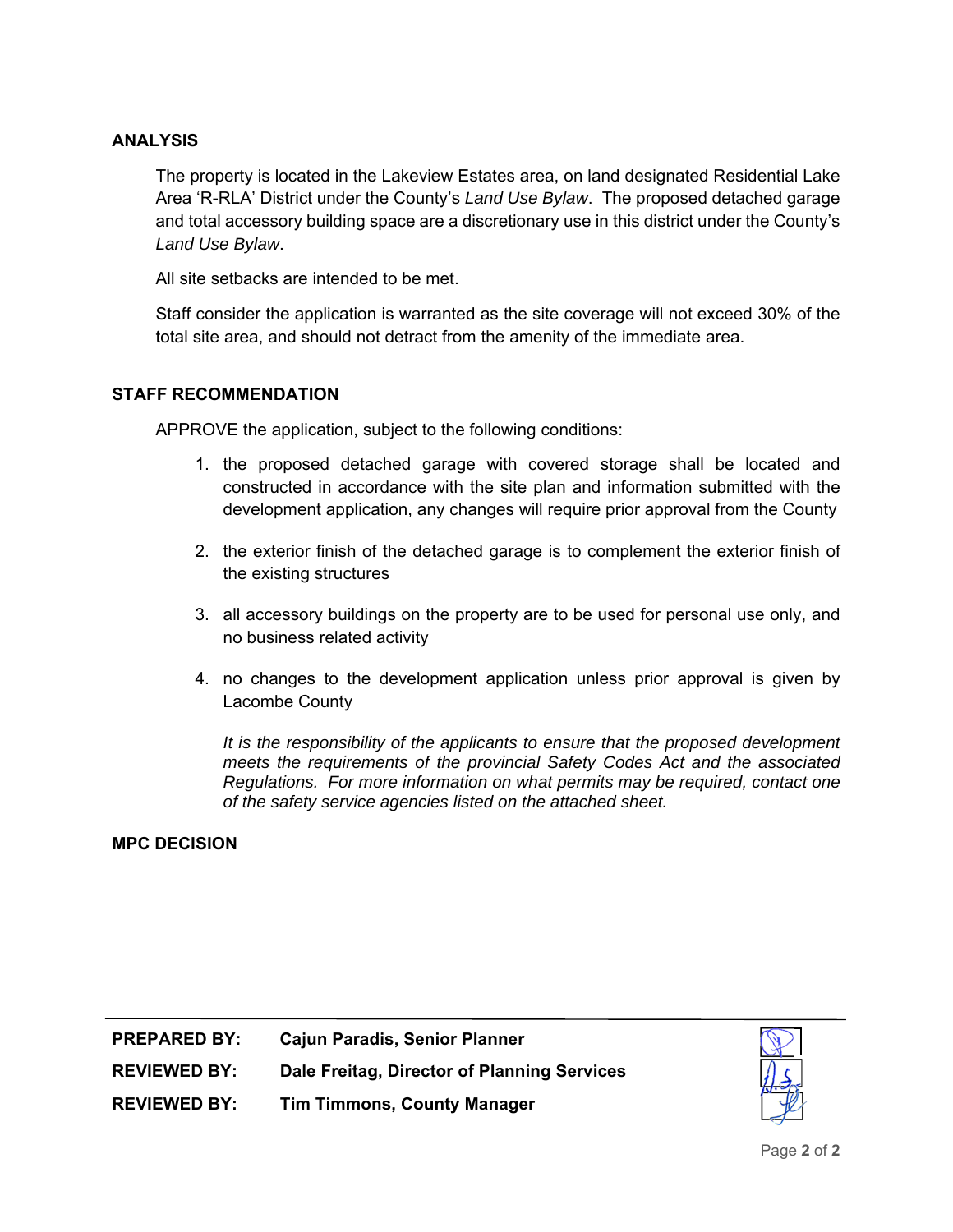## ANALYSIS

The property is located in the Lakeview Estates area, on land designated Residential Lake Area 'R-RLA' District under the County's *Land Use Bylaw*. The proposed detached garage and total accessory building space are a discretionary use in this district under the County's *Land Use Bylaw*.

All site setbacks are intended to be met.

Staff consider the application is warranted as the site coverage will not exceed 30% of the total site area, and should not detract from the amenity of the immediate area.

## STAFF RECOMMENDATION

APPROVE the application, subject to the following conditions:

1. the proposed detached garage with covered storage shall be located and constructed in accordance with the site plan and information submitted with the development application, any changes will require prior approval from the County

2. the exterior finish of the detached garage is to complement the exterior finish of the existing structures

3. all accessory buildings on the property are to be used for personal use only, and no business related activity

4. no changes to the development application unless prior approval is given by Lacombe County

   *It is the responsibility of the applicants to ensure that the proposed development meets the requirements of the provincial Safety Codes Act and the associated Regulations. For more information on what permits may be required, contact one of the safety service agencies listed on the attached sheet.*

## MPC DECISION

---

**PREPARED BY:** **Cajun Paradis, Senior Planner**

**REVIEWED BY:** **Dale Freitag, Director of Planning Services**

**REVIEWED BY:** **Tim Timmons, County Manager**